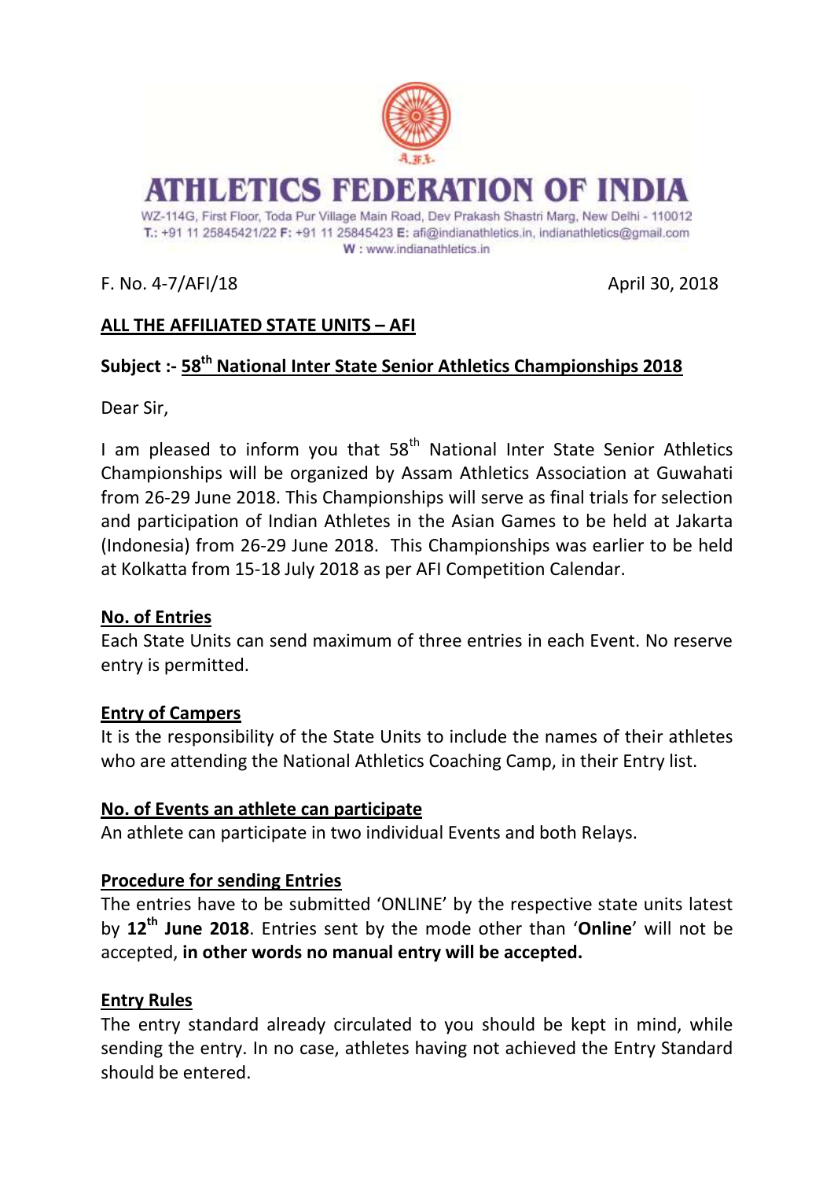# ATHLETICS FEDERATION OF INDIA

WZ-114G, First Floor, Toda Pur Village Main Road, Dev Prakash Shastri Marg, New Delhi - 110012
T.: +91 11 25845421/22 F: +91 11 25845423 E: afi@indianathletics.in, indianathletics@gmail.com
W : www.indianathletics.in

F. No. 4-7/AFI/18 April 30, 2018

**ALL THE AFFILIATED STATE UNITS – AFI**

**Subject :- 58th National Inter State Senior Athletics Championships 2018**

Dear Sir,

I am pleased to inform you that 58th National Inter State Senior Athletics Championships will be organized by Assam Athletics Association at Guwahati from 26-29 June 2018. This Championships will serve as final trials for selection and participation of Indian Athletes in the Asian Games to be held at Jakarta (Indonesia) from 26-29 June 2018. This Championships was earlier to be held at Kolkatta from 15-18 July 2018 as per AFI Competition Calendar.

**No. of Entries**

Each State Units can send maximum of three entries in each Event. No reserve entry is permitted.

**Entry of Campers**

It is the responsibility of the State Units to include the names of their athletes who are attending the National Athletics Coaching Camp, in their Entry list.

**No. of Events an athlete can participate**

An athlete can participate in two individual Events and both Relays.

**Procedure for sending Entries**

The entries have to be submitted 'ONLINE' by the respective state units latest by **12th June 2018**. Entries sent by the mode other than '**Online**' will not be accepted, **in other words no manual entry will be accepted.**

**Entry Rules**

The entry standard already circulated to you should be kept in mind, while sending the entry. In no case, athletes having not achieved the Entry Standard should be entered.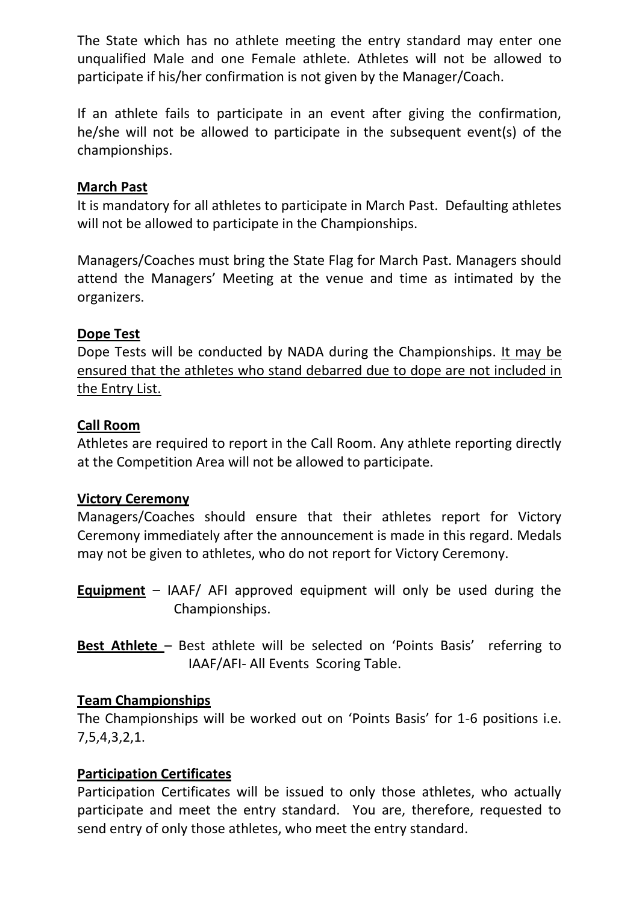The State which has no athlete meeting the entry standard may enter one unqualified Male and one Female athlete. Athletes will not be allowed to participate if his/her confirmation is not given by the Manager/Coach.

If an athlete fails to participate in an event after giving the confirmation, he/she will not be allowed to participate in the subsequent event(s) of the championships.

**March Past**

It is mandatory for all athletes to participate in March Past. Defaulting athletes will not be allowed to participate in the Championships.

Managers/Coaches must bring the State Flag for March Past. Managers should attend the Managers' Meeting at the venue and time as intimated by the organizers.

**Dope Test**

Dope Tests will be conducted by NADA during the Championships. It may be ensured that the athletes who stand debarred due to dope are not included in the Entry List.

**Call Room**

Athletes are required to report in the Call Room. Any athlete reporting directly at the Competition Area will not be allowed to participate.

**Victory Ceremony**

Managers/Coaches should ensure that their athletes report for Victory Ceremony immediately after the announcement is made in this regard. Medals may not be given to athletes, who do not report for Victory Ceremony.

**Equipment** – IAAF/ AFI approved equipment will only be used during the Championships.

**Best Athlete** – Best athlete will be selected on 'Points Basis' referring to IAAF/AFI- All Events Scoring Table.

**Team Championships**

The Championships will be worked out on 'Points Basis' for 1-6 positions i.e. 7,5,4,3,2,1.

**Participation Certificates**

Participation Certificates will be issued to only those athletes, who actually participate and meet the entry standard. You are, therefore, requested to send entry of only those athletes, who meet the entry standard.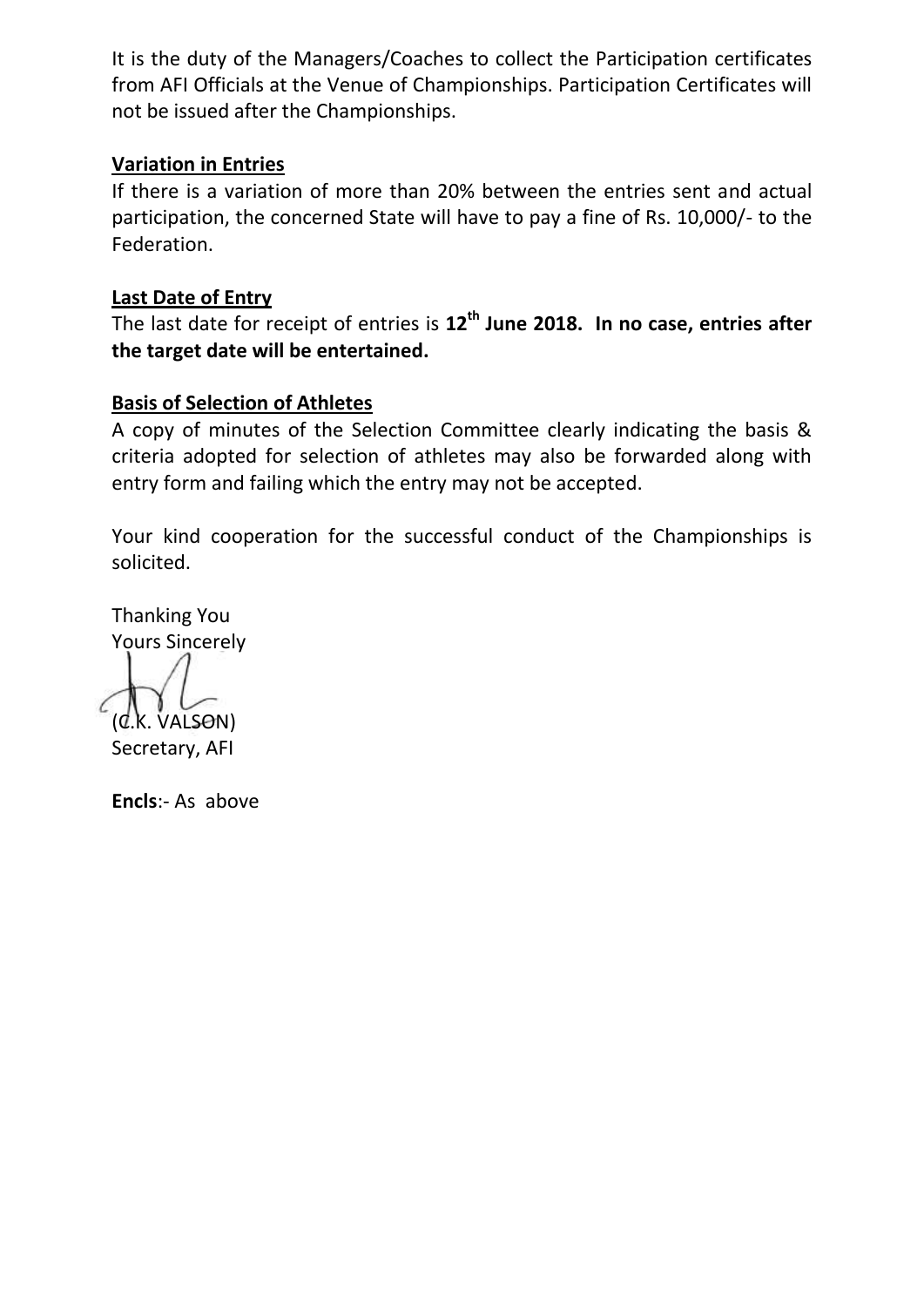It is the duty of the Managers/Coaches to collect the Participation certificates from AFI Officials at the Venue of Championships. Participation Certificates will not be issued after the Championships.

**Variation in Entries**

If there is a variation of more than 20% between the entries sent and actual participation, the concerned State will have to pay a fine of Rs. 10,000/- to the Federation.

**Last Date of Entry**

The last date for receipt of entries is **12th June 2018. In no case, entries after the target date will be entertained.**

**Basis of Selection of Athletes**

A copy of minutes of the Selection Committee clearly indicating the basis & criteria adopted for selection of athletes may also be forwarded along with entry form and failing which the entry may not be accepted.

Your kind cooperation for the successful conduct of the Championships is solicited.

Thanking You
Yours Sincerely

(C.K. VALSON)
Secretary, AFI

**Encls**:- As above